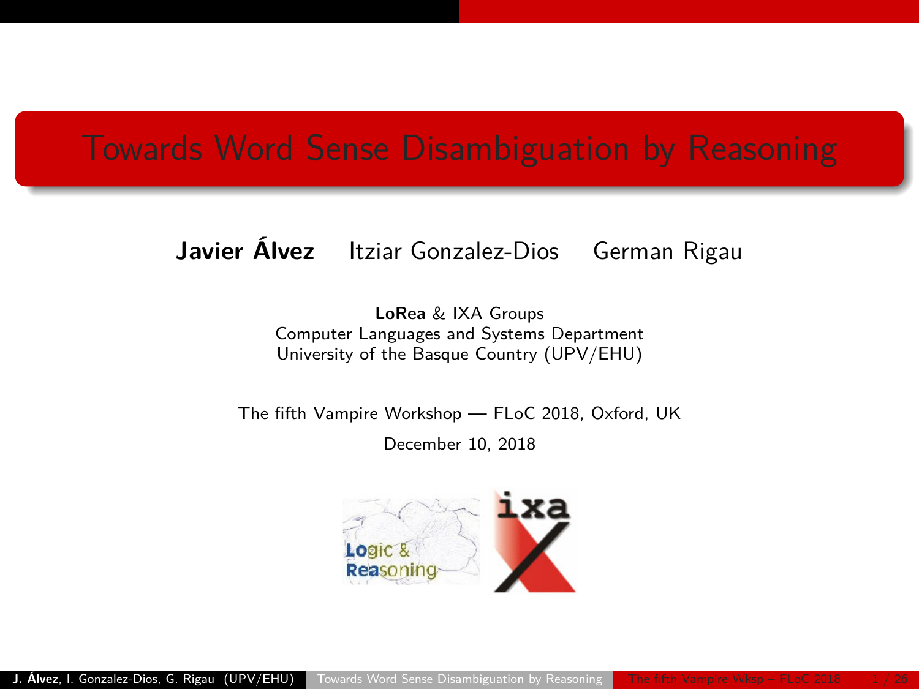# Towards Word Sense Disambiguation by Reasoning

**Javier Álvez** Itziar Gonzalez-Dios German Rigau

**LoRea** & IXA Groups
Computer Languages and Systems Department
University of the Basque Country (UPV/EHU)

The fifth Vampire Workshop — FLoC 2018, Oxford, UK

December 10, 2018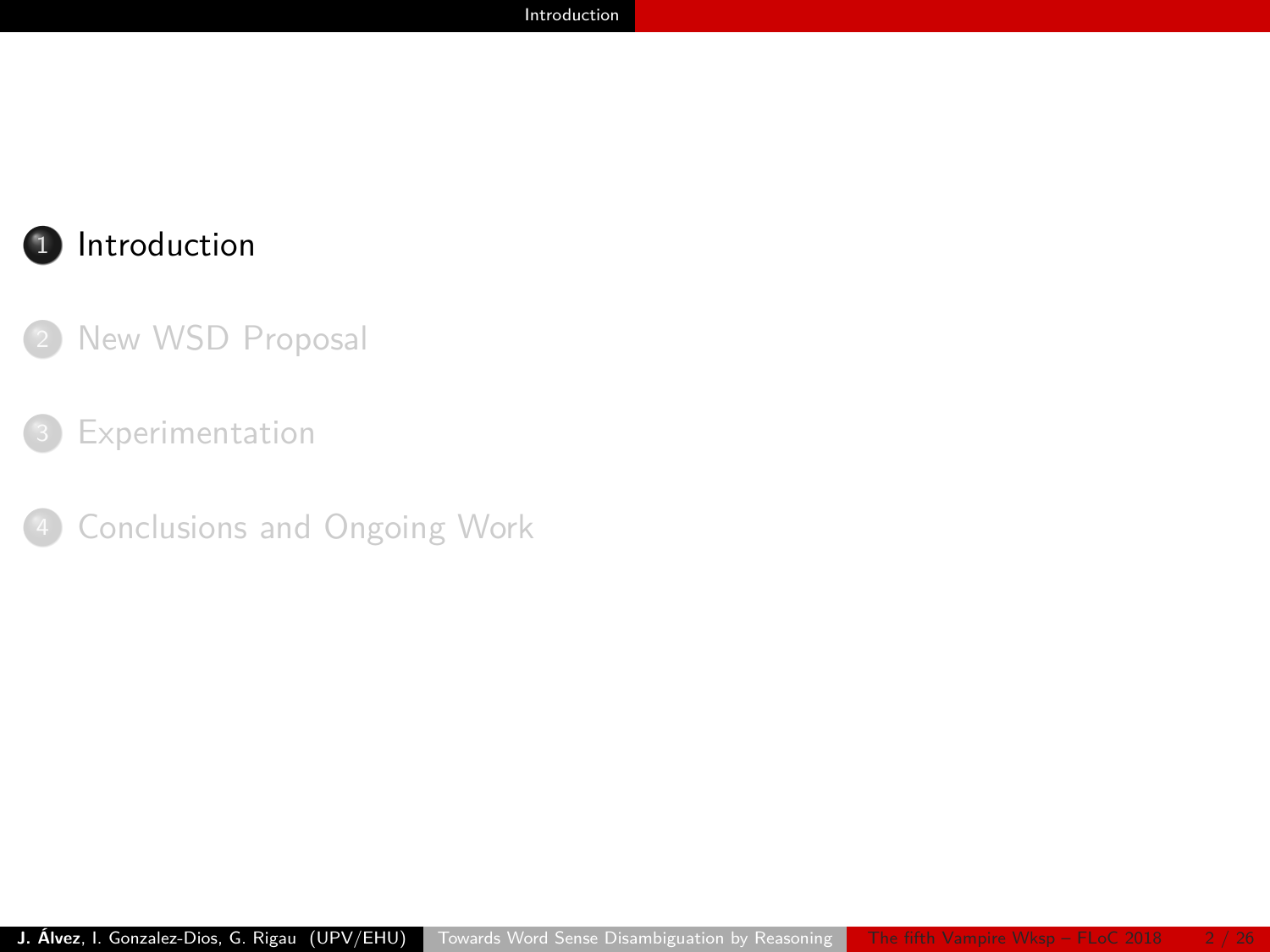1. Introduction
2. New WSD Proposal
3. Experimentation
4. Conclusions and Ongoing Work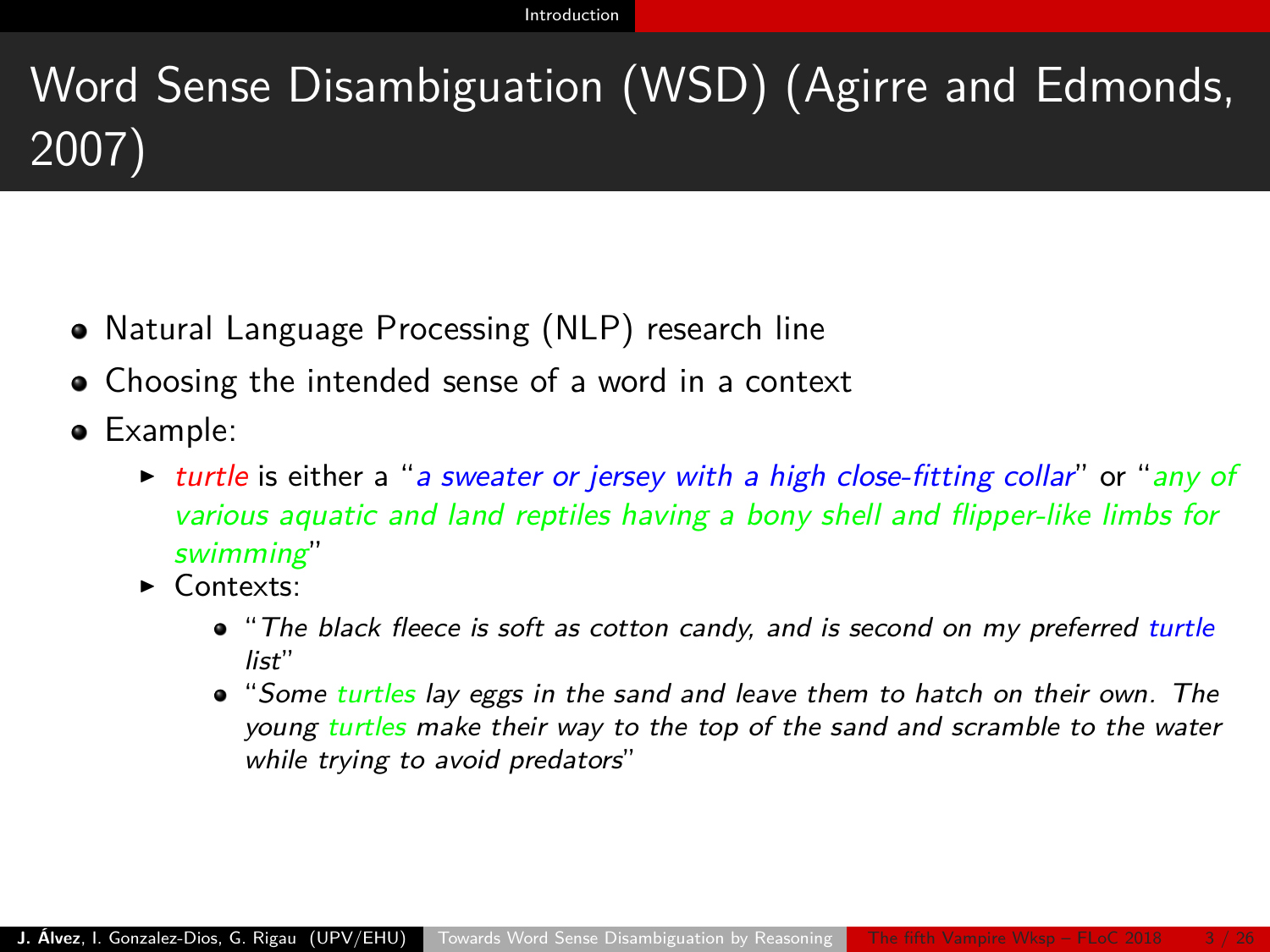# Word Sense Disambiguation (WSD) (Agirre and Edmonds, 2007)

- Natural Language Processing (NLP) research line
- Choosing the intended sense of a word in a context
- Example:
  - *turtle* is either a "*a sweater or jersey with a high close-fitting collar*" or "*any of various aquatic and land reptiles having a bony shell and flipper-like limbs for swimming*"
  - Contexts:
    - "*The black fleece is soft as cotton candy, and is second on my preferred turtle list*"
    - "*Some turtles lay eggs in the sand and leave them to hatch on their own. The young turtles make their way to the top of the sand and scramble to the water while trying to avoid predators*"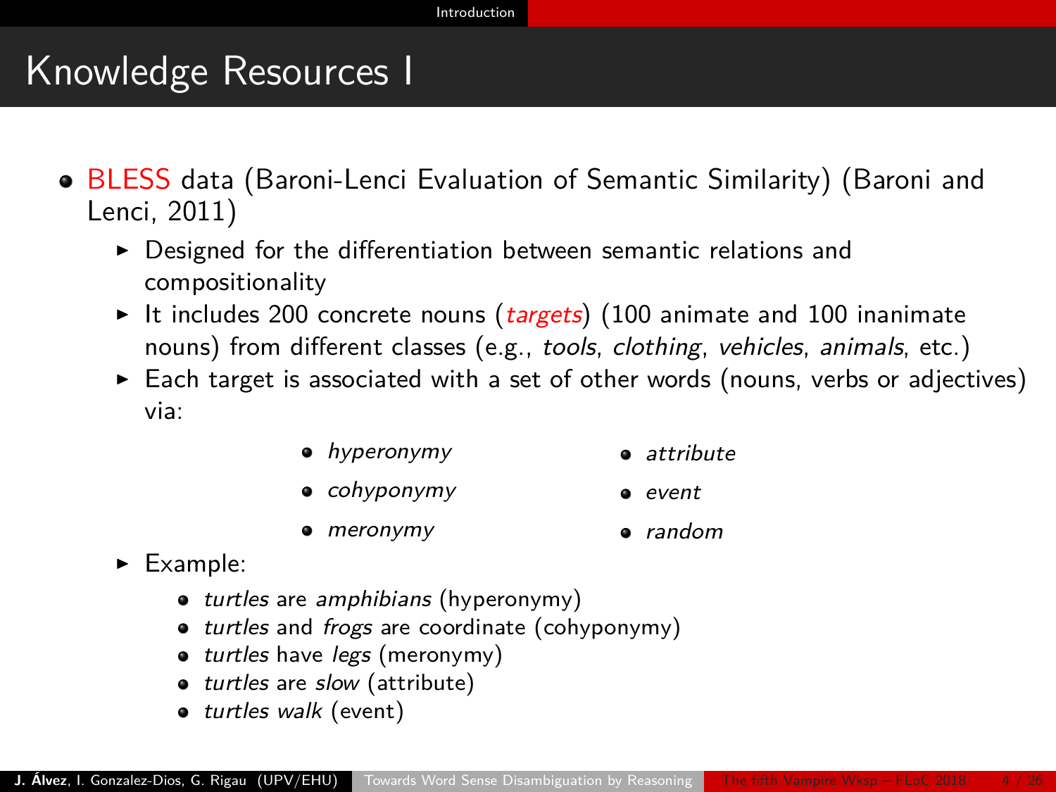# Knowledge Resources I

- BLESS data (Baroni-Lenci Evaluation of Semantic Similarity) (Baroni and Lenci, 2011)
  - Designed for the differentiation between semantic relations and compositionality
  - It includes 200 concrete nouns (*targets*) (100 animate and 100 inanimate nouns) from different classes (e.g., *tools*, *clothing*, *vehicles*, *animals*, etc.)
  - Each target is associated with a set of other words (nouns, verbs or adjectives) via:
    - *hyperonymy*
    - *cohyponymy*
    - *meronymy*
    - *attribute*
    - *event*
    - *random*
  - Example:
    - *turtles* are *amphibians* (hyperonymy)
    - *turtles* and *frogs* are coordinate (cohyponymy)
    - *turtles* have *legs* (meronymy)
    - *turtles* are *slow* (attribute)
    - *turtles walk* (event)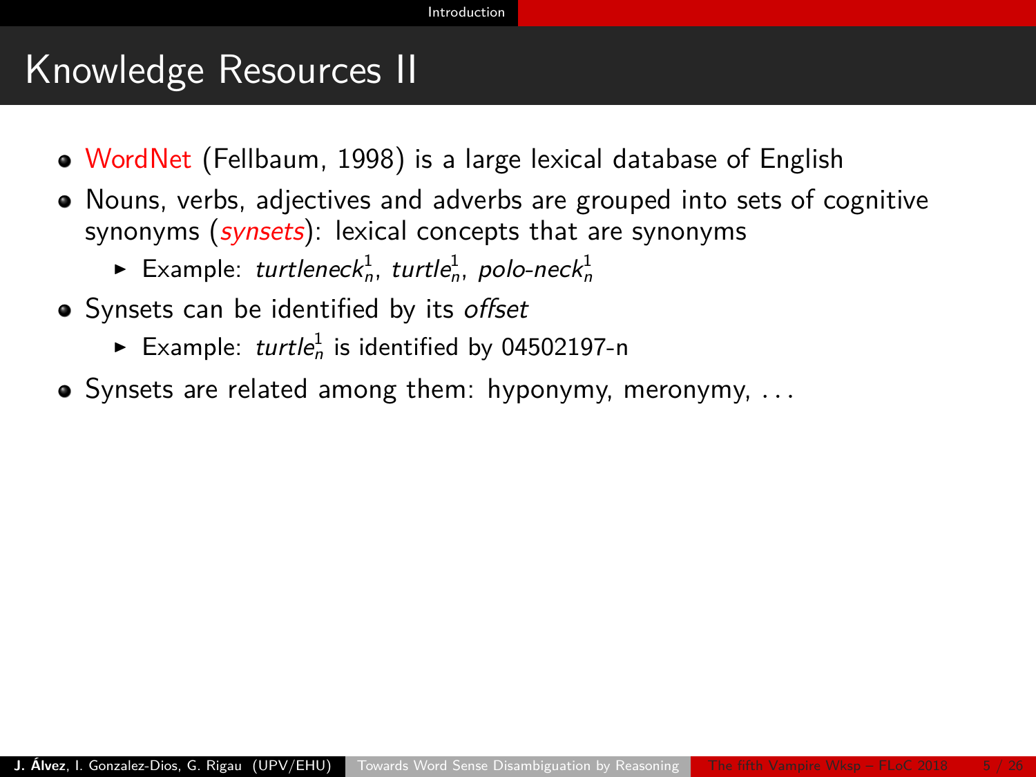# Knowledge Resources II

- WordNet (Fellbaum, 1998) is a large lexical database of English
- Nouns, verbs, adjectives and adverbs are grouped into sets of cognitive synonyms (*synsets*): lexical concepts that are synonyms
  - Example: $turtleneck_n^1$, $turtle_n^1$, $polo\text{-}neck_n^1$
- Synsets can be identified by its *offset*
  - Example: $turtle_n^1$ is identified by 04502197-n
- Synsets are related among them: hyponymy, meronymy, ...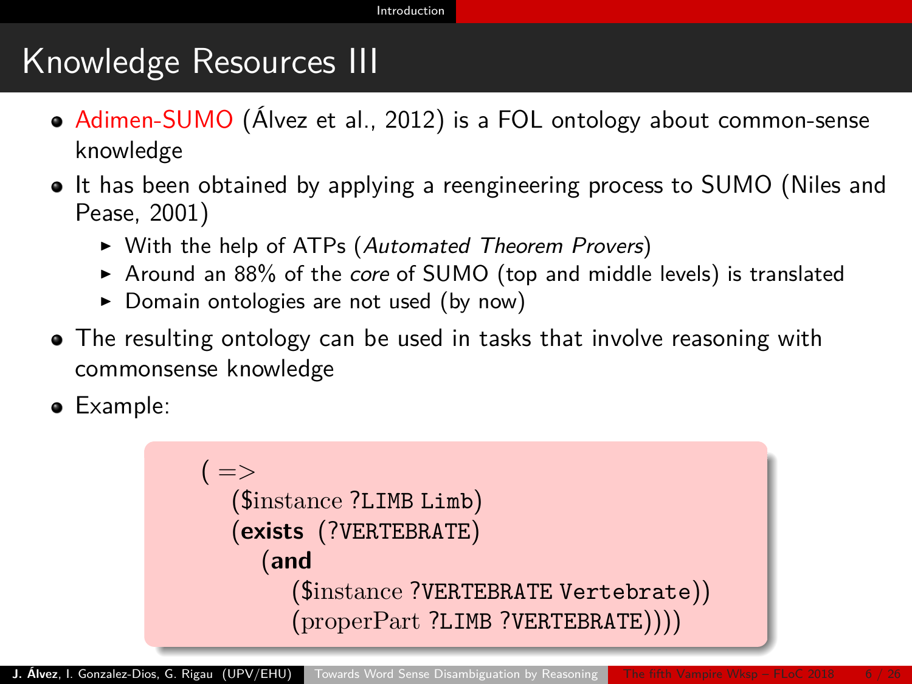# Knowledge Resources III

- Adimen-SUMO (Álvez et al., 2012) is a FOL ontology about common-sense knowledge
- It has been obtained by applying a reengineering process to SUMO (Niles and Pease, 2001)
  - With the help of ATPs (*Automated Theorem Provers*)
  - Around an 88% of the *core* of SUMO (top and middle levels) is translated
  - Domain ontologies are not used (by now)
- The resulting ontology can be used in tasks that involve reasoning with commonsense knowledge
- Example:

```
( =>
   ($instance ?LIMB Limb)
   (exists (?VERTEBRATE)
      (and
         ($instance ?VERTEBRATE Vertebrate))
         (properPart ?LIMB ?VERTEBRATE))))
```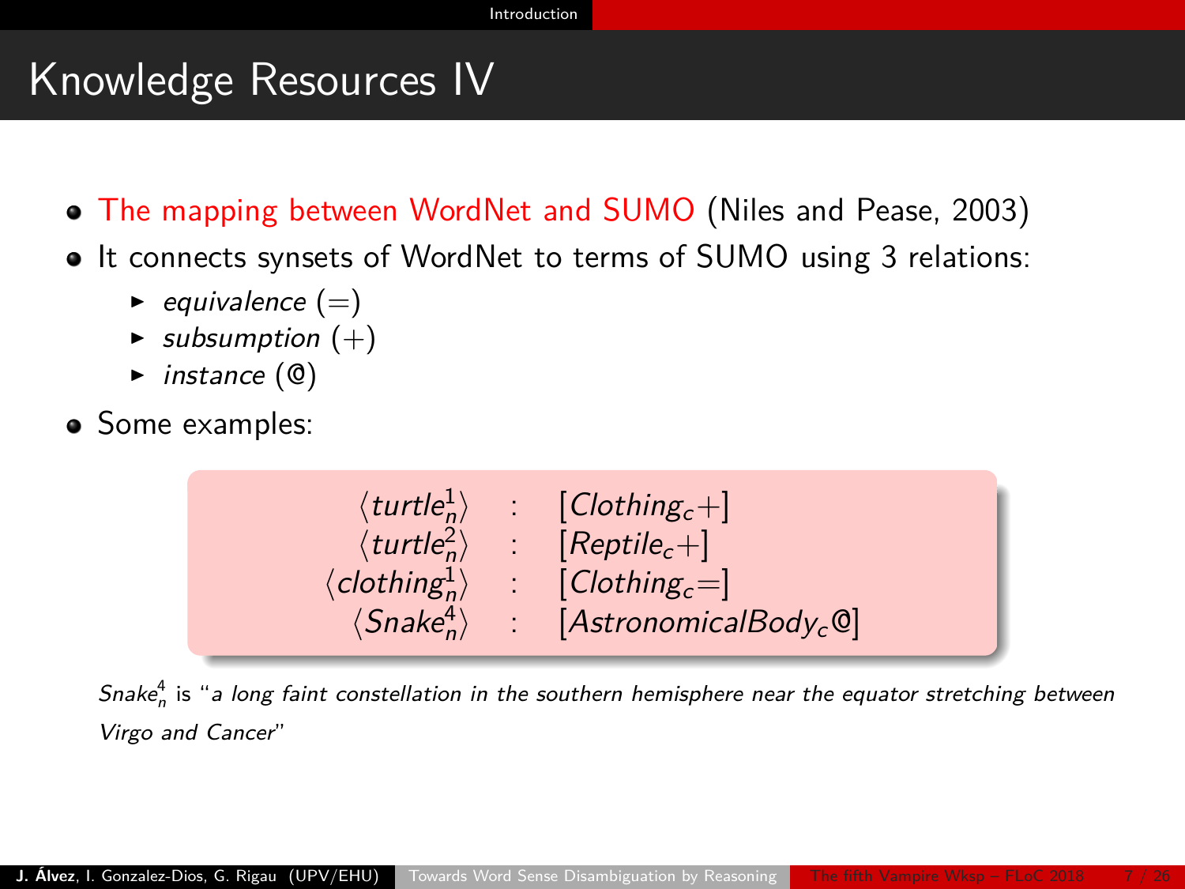# Knowledge Resources IV

- The mapping between WordNet and SUMO (Niles and Pease, 2003)
- It connects synsets of WordNet to terms of SUMO using 3 relations:
  - *equivalence* (=)
  - *subsumption* (+)
  - *instance* (@)
- Some examples:

$$
\begin{array}{rcl}
\langle turtle^1_n \rangle & : & [Clothing_c+] \\
\langle turtle^2_n \rangle & : & [Reptile_c+] \\
\langle clothing^1_n \rangle & : & [Clothing_c=] \\
\langle Snake^4_n \rangle & : & [AstronomicalBody_c@]
\end{array}
$$

$Snake^4_n$ is "*a long faint constellation in the southern hemisphere near the equator stretching between Virgo and Cancer*"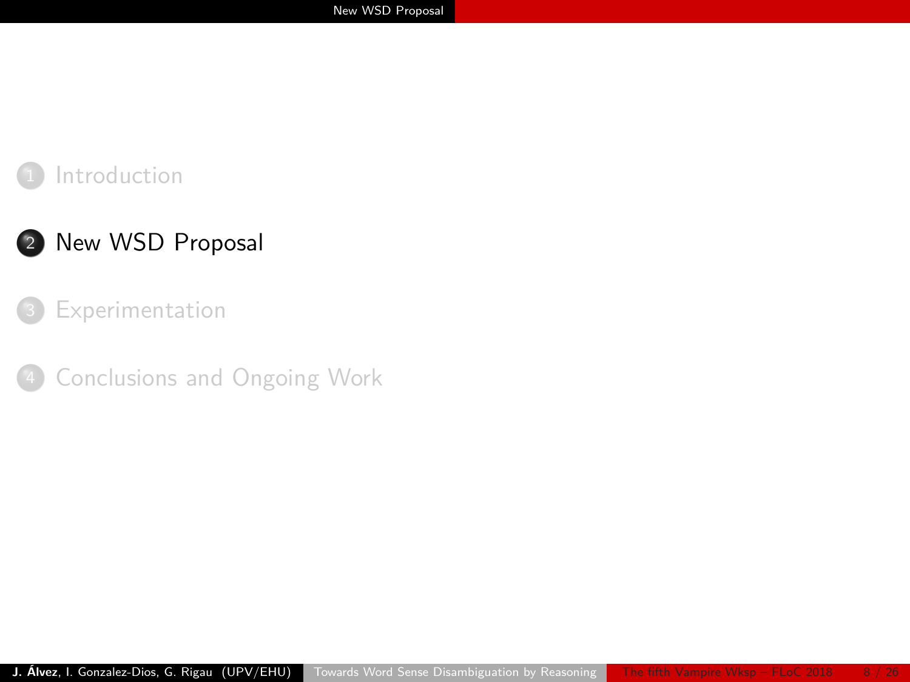1. Introduction
2. **New WSD Proposal**
3. Experimentation
4. Conclusions and Ongoing Work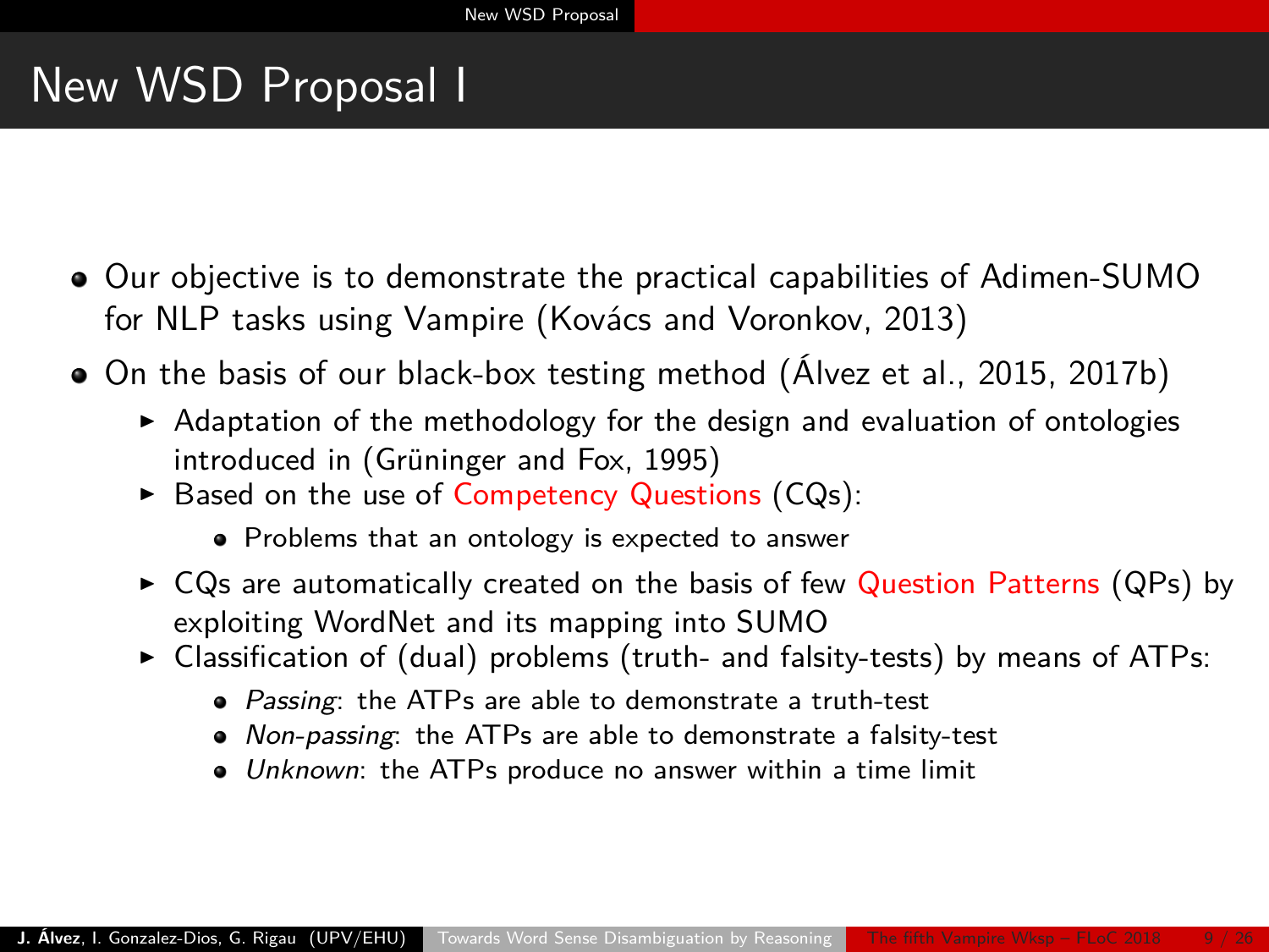# New WSD Proposal I

- Our objective is to demonstrate the practical capabilities of Adimen-SUMO for NLP tasks using Vampire (Kovács and Voronkov, 2013)
- On the basis of our black-box testing method (Álvez et al., 2015, 2017b)
  - Adaptation of the methodology for the design and evaluation of ontologies introduced in (Grüninger and Fox, 1995)
  - Based on the use of Competency Questions (CQs):
    - Problems that an ontology is expected to answer
  - CQs are automatically created on the basis of few Question Patterns (QPs) by exploiting WordNet and its mapping into SUMO
  - Classification of (dual) problems (truth- and falsity-tests) by means of ATPs:
    - *Passing*: the ATPs are able to demonstrate a truth-test
    - *Non-passing*: the ATPs are able to demonstrate a falsity-test
    - *Unknown*: the ATPs produce no answer within a time limit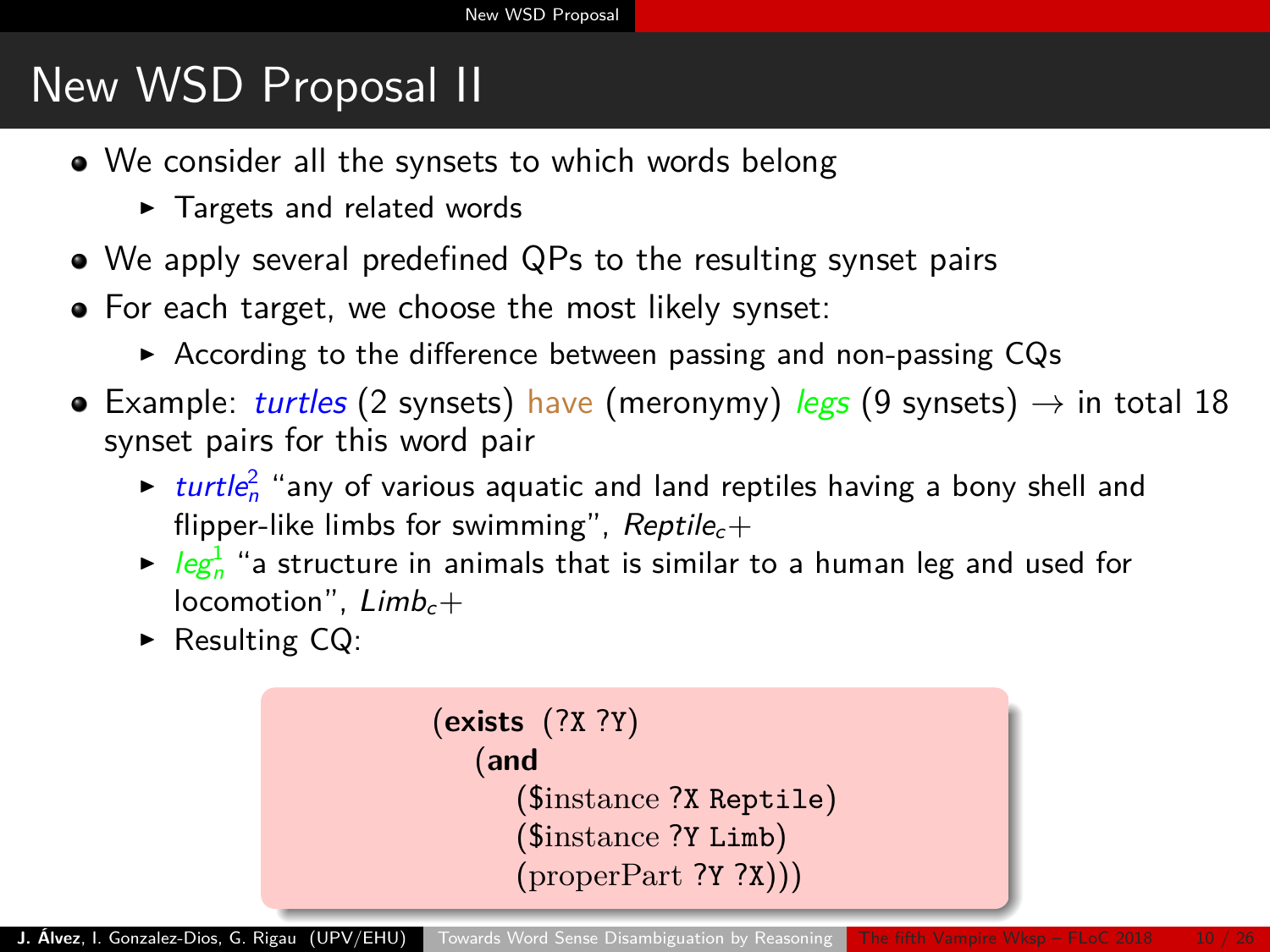# New WSD Proposal II

- We consider all the synsets to which words belong
  - Targets and related words
- We apply several predefined QPs to the resulting synset pairs
- For each target, we choose the most likely synset:
  - According to the difference between passing and non-passing CQs
- Example: *turtles* (2 synsets) have (meronymy) *legs* (9 synsets) → in total 18 synset pairs for this word pair
  - $turtle_n^2$ "any of various aquatic and land reptiles having a bony shell and flipper-like limbs for swimming", $Reptile_c+$
  - $leg_n^1$ "a structure in animals that is similar to a human leg and used for locomotion", $Limb_c+$
  - Resulting CQ:

```
(exists (?X ?Y)
    (and
        ($instance ?X Reptile)
        ($instance ?Y Limb)
        (properPart ?Y ?X)))
```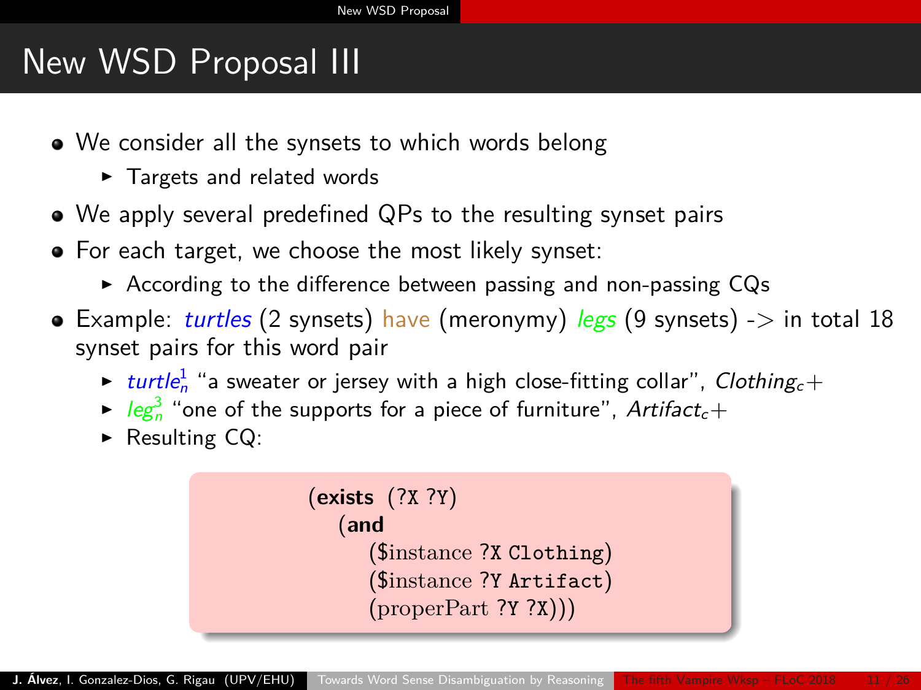# New WSD Proposal III

- We consider all the synsets to which words belong
  - Targets and related words
- We apply several predefined QPs to the resulting synset pairs
- For each target, we choose the most likely synset:
  - According to the difference between passing and non-passing CQs
- Example: *turtles* (2 synsets) have (meronymy) *legs* (9 synsets) -> in total 18 synset pairs for this word pair
  - $turtle_n^1$ "a sweater or jersey with a high close-fitting collar", $Clothing_c+$
  - $leg_n^3$ "one of the supports for a piece of furniture", $Artifact_c+$
  - Resulting CQ:

```
(exists (?X ?Y)
   (and
      ($instance ?X Clothing)
      ($instance ?Y Artifact)
      (properPart ?Y ?X)))
```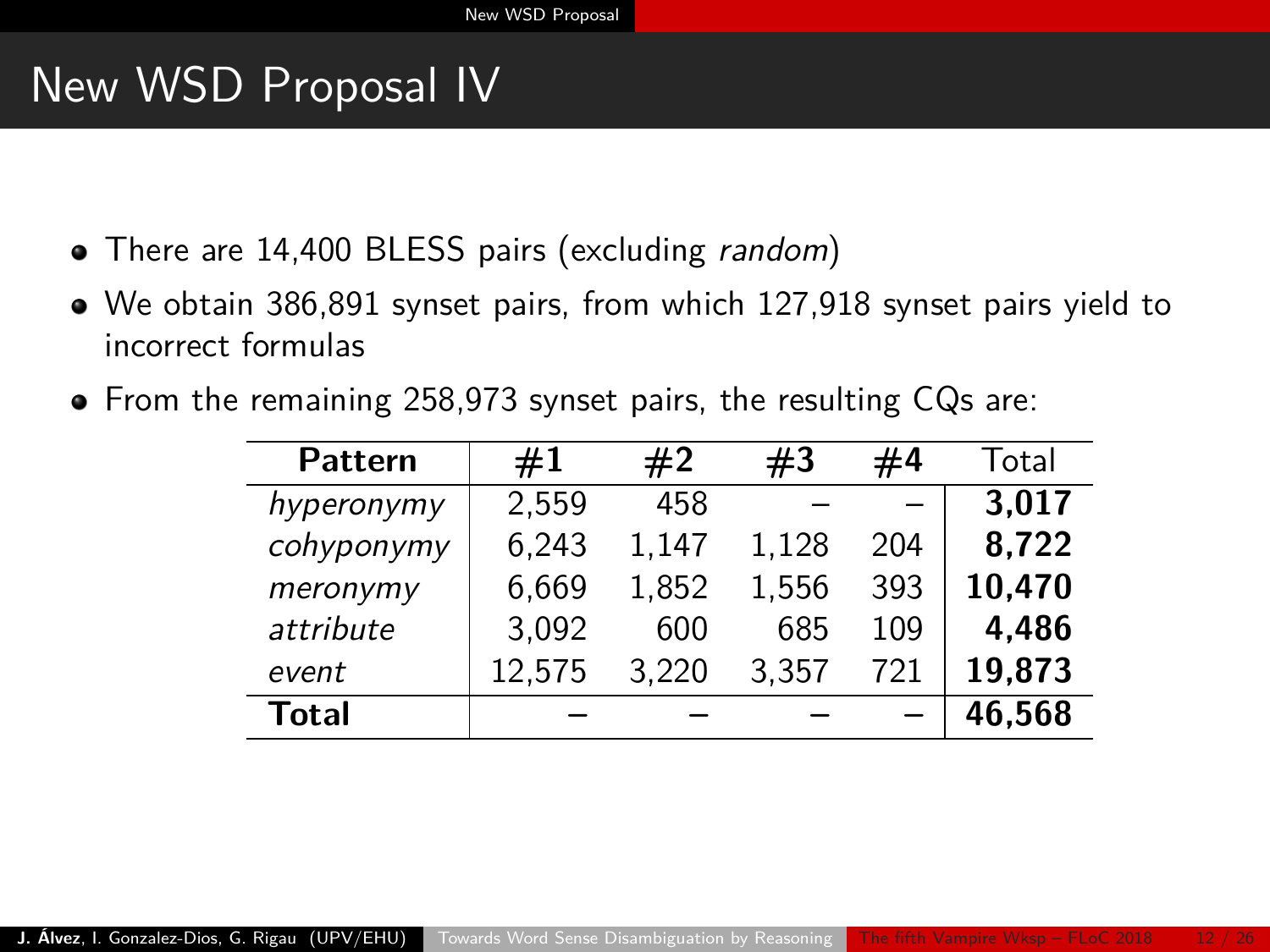# New WSD Proposal IV

- There are 14,400 BLESS pairs (excluding *random*)
- We obtain 386,891 synset pairs, from which 127,918 synset pairs yield to incorrect formulas
- From the remaining 258,973 synset pairs, the resulting CQs are:

| **Pattern** | **#1** | **#2** | **#3** | **#4** | Total |
|---|---|---|---|---|---|
| *hyperonymy* | 2,559 | 458 | – | – | **3,017** |
| *cohyponymy* | 6,243 | 1,147 | 1,128 | 204 | **8,722** |
| *meronymy* | 6,669 | 1,852 | 1,556 | 393 | **10,470** |
| *attribute* | 3,092 | 600 | 685 | 109 | **4,486** |
| *event* | 12,575 | 3,220 | 3,357 | 721 | **19,873** |
| **Total** | – | – | – | – | **46,568** |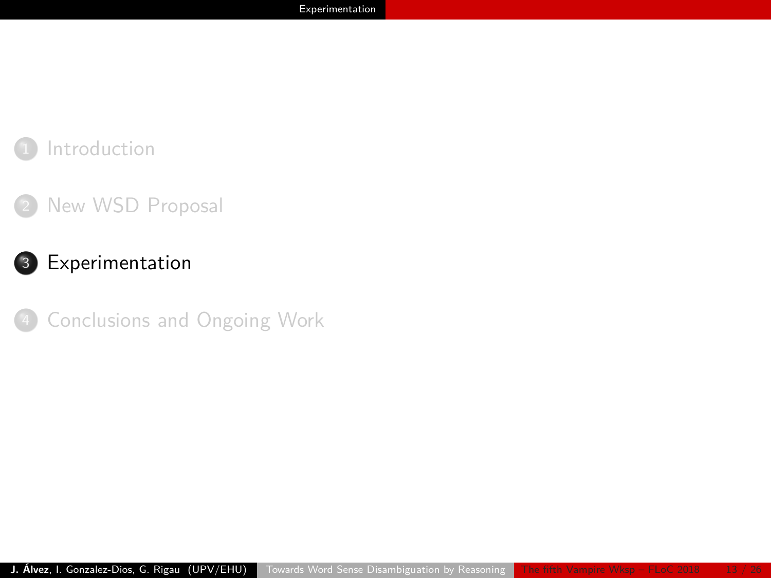1. Introduction
2. New WSD Proposal
3. **Experimentation**
4. Conclusions and Ongoing Work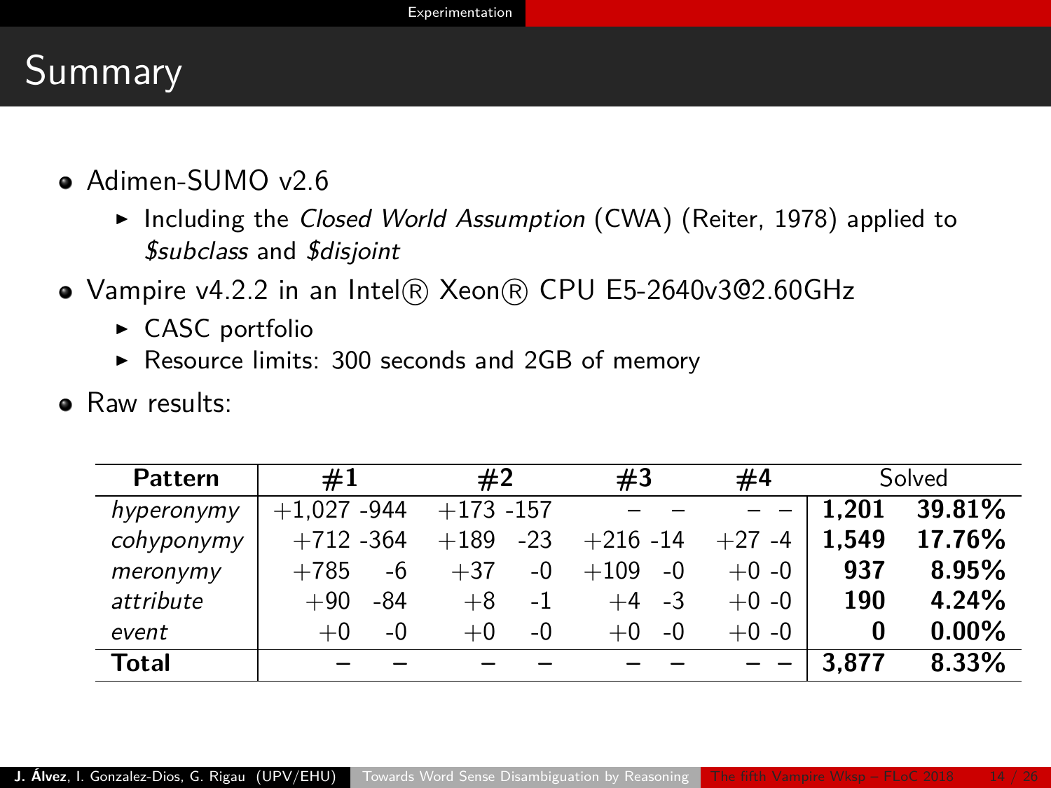## Summary

- Adimen-SUMO v2.6
  - Including the *Closed World Assumption* (CWA) (Reiter, 1978) applied to *$subclass* and *$disjoint*
- Vampire v4.2.2 in an Intel® Xeon® CPU E5-2640v3@2.60GHz
  - CASC portfolio
  - Resource limits: 300 seconds and 2GB of memory
- Raw results:

| **Pattern** | **#1** | | **#2** | | **#3** | | **#4** | | Solved | |
|---|---|---|---|---|---|---|---|---|---|---|
| *hyperonymy* | +1,027 | -944 | +173 | -157 | – | – | – | – | **1,201** | **39.81%** |
| *cohyponymy* | +712 | -364 | +189 | -23 | +216 | -14 | +27 | -4 | **1,549** | **17.76%** |
| *meronymy* | +785 | -6 | +37 | -0 | +109 | -0 | +0 | -0 | **937** | **8.95%** |
| *attribute* | +90 | -84 | +8 | -1 | +4 | -3 | +0 | -0 | **190** | **4.24%** |
| *event* | +0 | -0 | +0 | -0 | +0 | -0 | +0 | -0 | **0** | **0.00%** |
| **Total** | – | – | – | – | – | – | – | – | **3,877** | **8.33%** |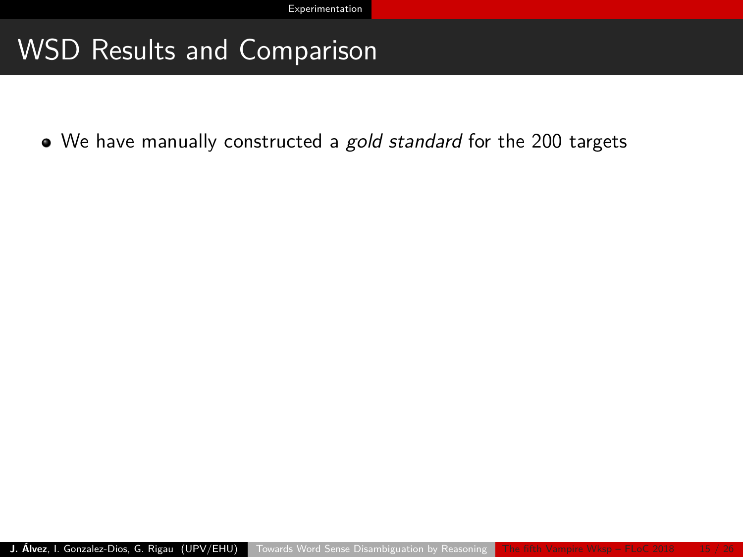# WSD Results and Comparison

- We have manually constructed a *gold standard* for the 200 targets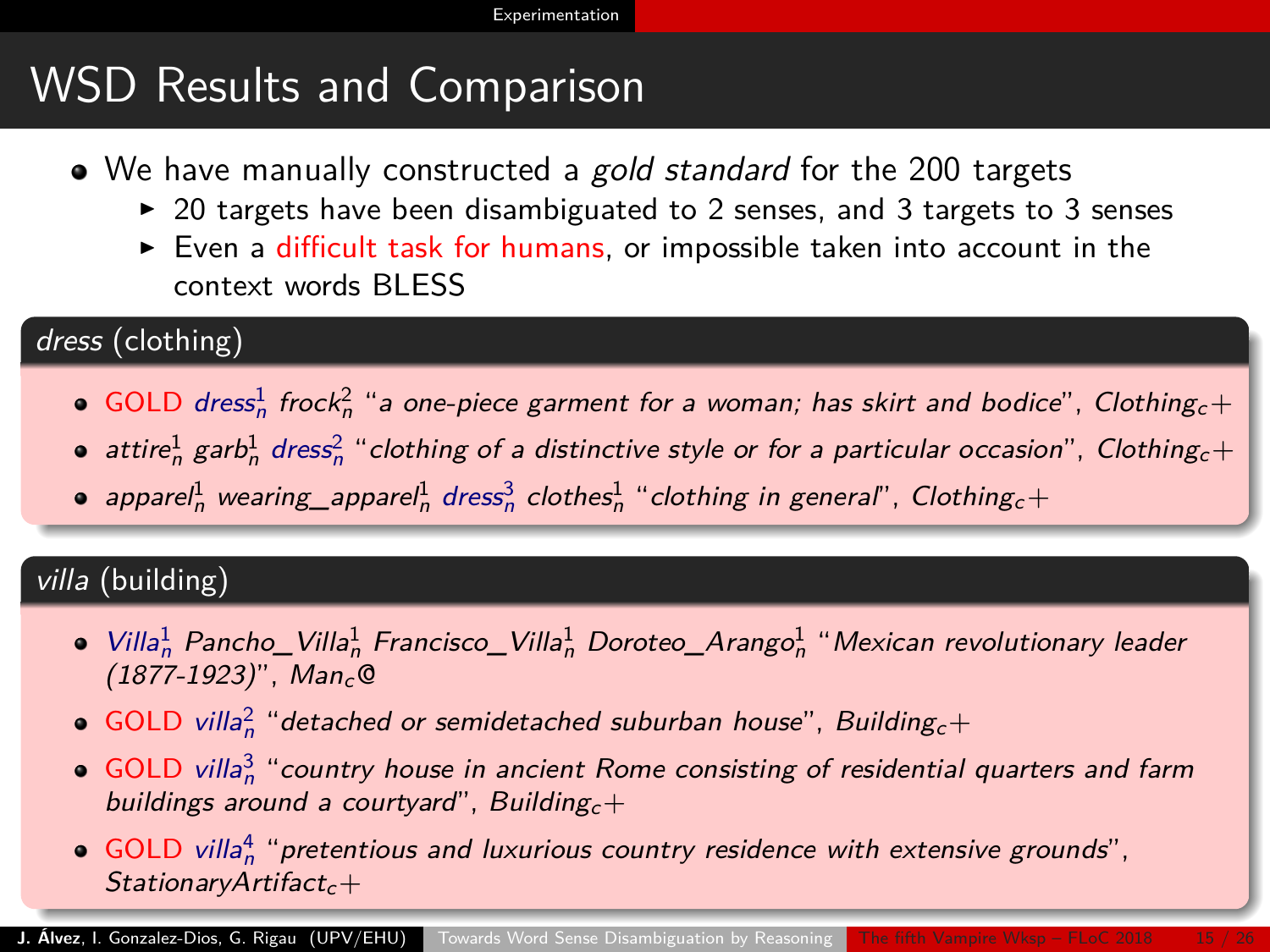# WSD Results and Comparison

- We have manually constructed a *gold standard* for the 200 targets
  - 20 targets have been disambiguated to 2 senses, and 3 targets to 3 senses
  - Even a difficult task for humans, or impossible taken into account in the context words BLESS

### *dress* (clothing)

- GOLD *dress*$_n^1$ *frock*$_n^2$ "*a one-piece garment for a woman; has skirt and bodice*", *Clothing*$_c$+
- *attire*$_n^1$ *garb*$_n^1$ *dress*$_n^2$ "*clothing of a distinctive style or for a particular occasion*", *Clothing*$_c$+
- *apparel*$_n^1$ *wearing_apparel*$_n^1$ *dress*$_n^3$ *clothes*$_n^1$ "*clothing in general*", *Clothing*$_c$+

### *villa* (building)

- *Villa*$_n^1$ *Pancho_Villa*$_n^1$ *Francisco_Villa*$_n^1$ *Doroteo_Arango*$_n^1$ "*Mexican revolutionary leader (1877-1923)*", *Man*$_c$@
- GOLD *villa*$_n^2$ "*detached or semidetached suburban house*", *Building*$_c$+
- GOLD *villa*$_n^3$ "*country house in ancient Rome consisting of residential quarters and farm buildings around a courtyard*", *Building*$_c$+
- GOLD *villa*$_n^4$ "*pretentious and luxurious country residence with extensive grounds*", *StationaryArtifact*$_c$+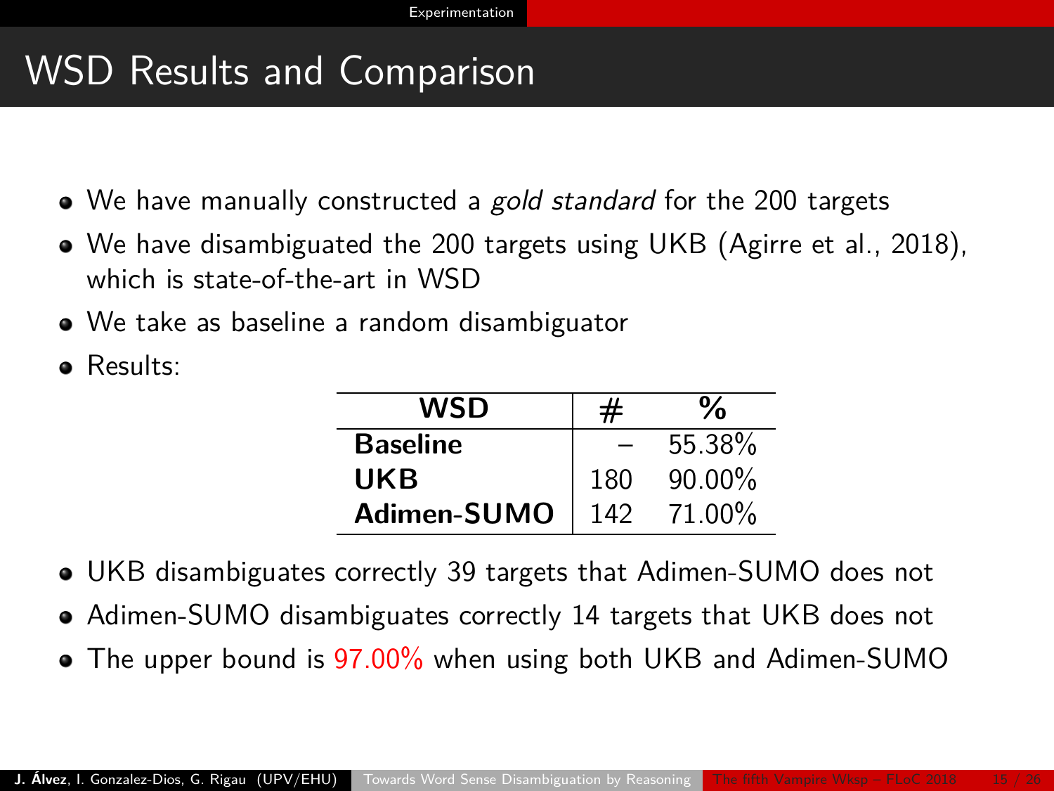# WSD Results and Comparison

- We have manually constructed a *gold standard* for the 200 targets
- We have disambiguated the 200 targets using UKB (Agirre et al., 2018), which is state-of-the-art in WSD
- We take as baseline a random disambiguator
- Results:

| WSD | # | % |
|---|---|---|
| **Baseline** | – | 55.38% |
| **UKB** | 180 | 90.00% |
| **Adimen-SUMO** | 142 | 71.00% |

- UKB disambiguates correctly 39 targets that Adimen-SUMO does not
- Adimen-SUMO disambiguates correctly 14 targets that UKB does not
- The upper bound is 97.00% when using both UKB and Adimen-SUMO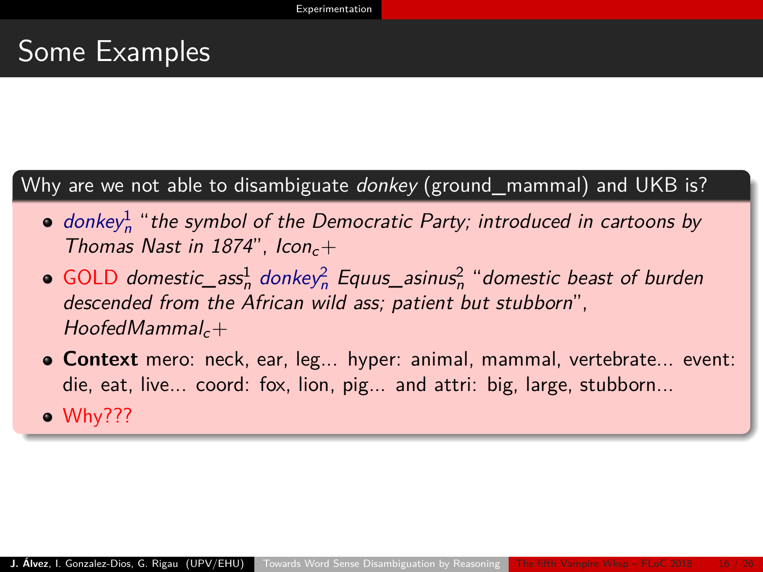# Some Examples

**Why are we not able to disambiguate *donkey* (ground_mammal) and UKB is?**

- *donkey$^1_n$* "*the symbol of the Democratic Party; introduced in cartoons by Thomas Nast in 1874*", *Icon$_c$+*
- GOLD *domestic_ass$^1_n$ donkey$^2_n$ Equus_asinus$^2_n$* "*domestic beast of burden descended from the African wild ass; patient but stubborn*", *HoofedMammal$_c$+*
- **Context** mero: neck, ear, leg... hyper: animal, mammal, vertebrate... event: die, eat, live... coord: fox, lion, pig... and attri: big, large, stubborn...
- Why???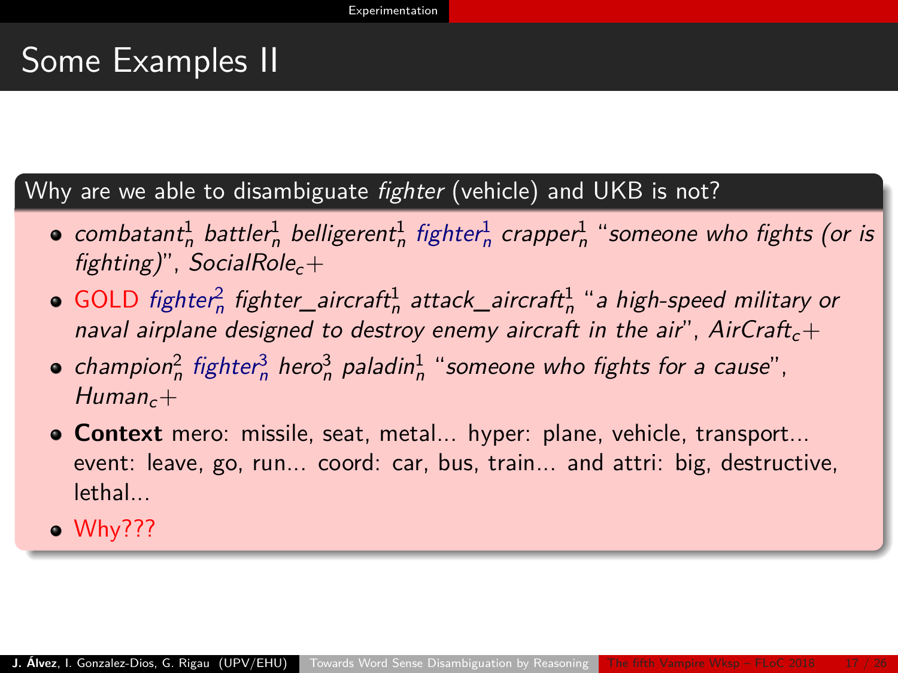# Some Examples II

### Why are we able to disambiguate *fighter* (vehicle) and UKB is not?

- *combatant*$^1_n$ *battler*$^1_n$ *belligerent*$^1_n$ *fighter*$^1_n$ *crapper*$^1_n$ "*someone who fights (or is fighting)*", *SocialRole*$_c$+
- GOLD *fighter*$^2_n$ *fighter_aircraft*$^1_n$ *attack_aircraft*$^1_n$ "*a high-speed military or naval airplane designed to destroy enemy aircraft in the air*", *AirCraft*$_c$+
- *champion*$^2_n$ *fighter*$^3_n$ *hero*$^3_n$ *paladin*$^1_n$ "*someone who fights for a cause*", *Human*$_c$+
- **Context** mero: missile, seat, metal... hyper: plane, vehicle, transport... event: leave, go, run... coord: car, bus, train... and attri: big, destructive, lethal...
- Why???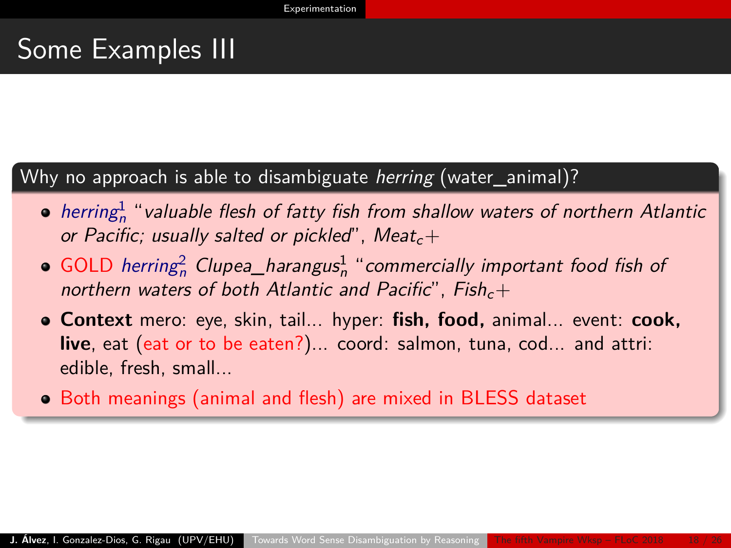# Some Examples III

**Why no approach is able to disambiguate *herring* (water_animal)?**

- *herring*$_n^1$ "*valuable flesh of fatty fish from shallow waters of northern Atlantic or Pacific; usually salted or pickled*", $Meat_c+$
- GOLD *herring*$_n^2$ *Clupea_harangus*$_n^1$ "*commercially important food fish of northern waters of both Atlantic and Pacific*", $Fish_c+$
- **Context** mero: eye, skin, tail... hyper: **fish, food,** animal... event: **cook, live**, eat (eat or to be eaten?)... coord: salmon, tuna, cod... and attri: edible, fresh, small...
- Both meanings (animal and flesh) are mixed in BLESS dataset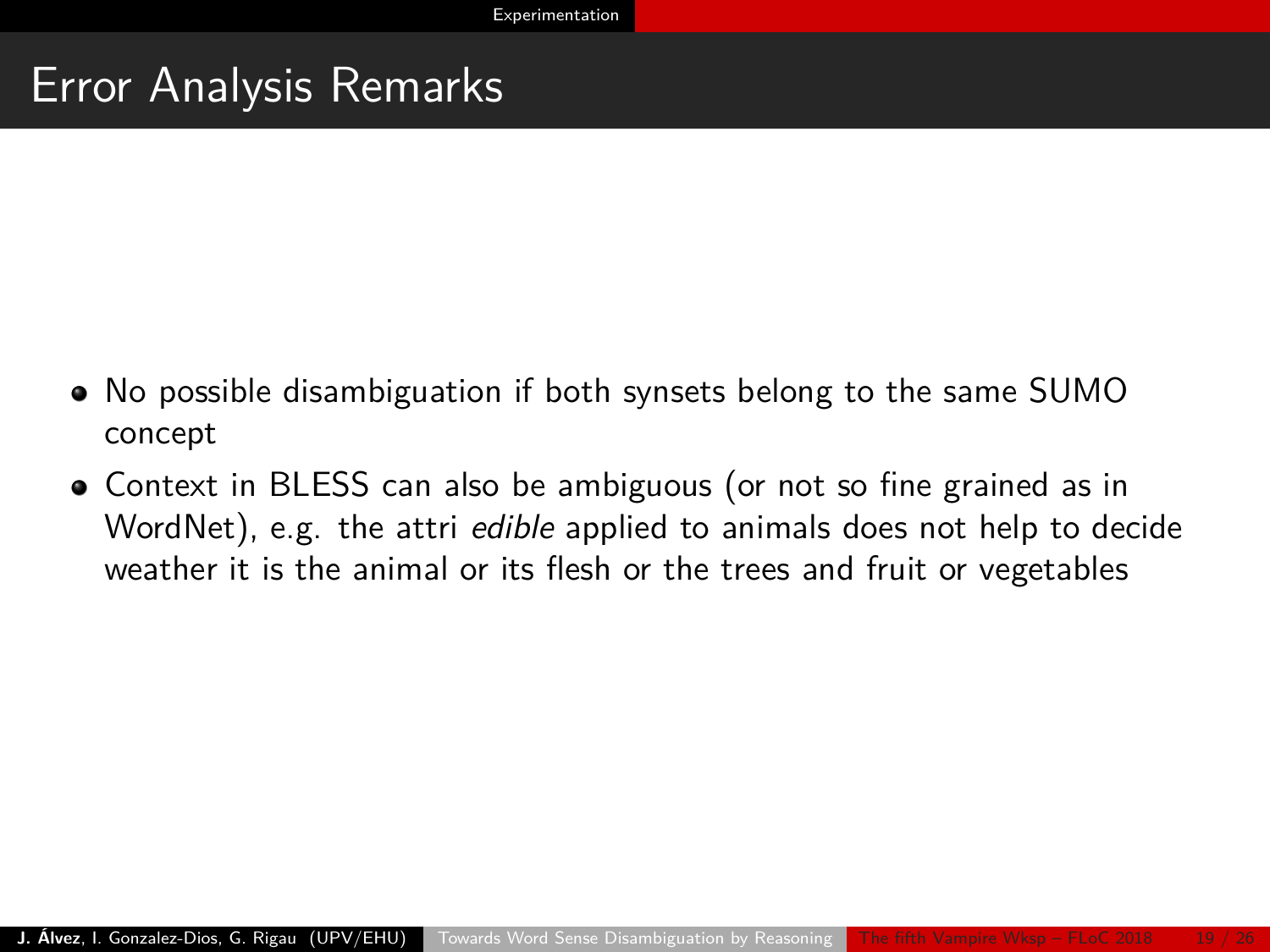# Error Analysis Remarks

- No possible disambiguation if both synsets belong to the same SUMO concept
- Context in BLESS can also be ambiguous (or not so fine grained as in WordNet), e.g. the attri *edible* applied to animals does not help to decide weather it is the animal or its flesh or the trees and fruit or vegetables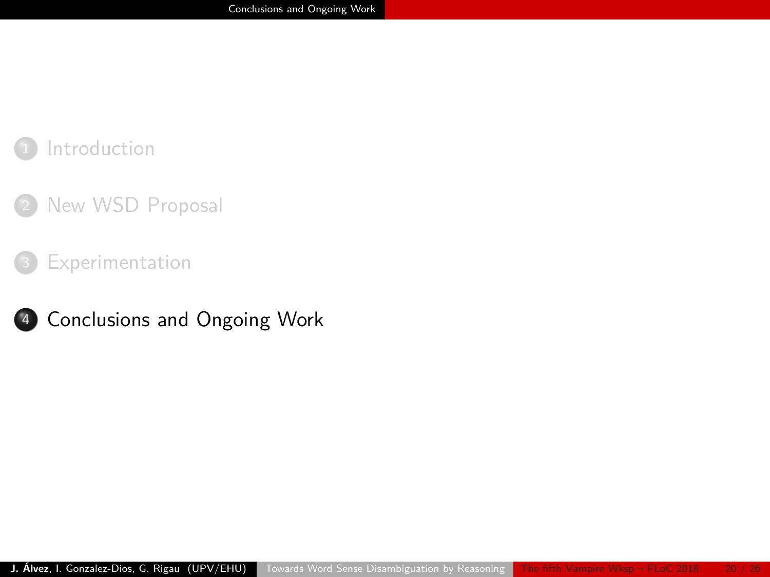1. Introduction
2. New WSD Proposal
3. Experimentation
4. **Conclusions and Ongoing Work**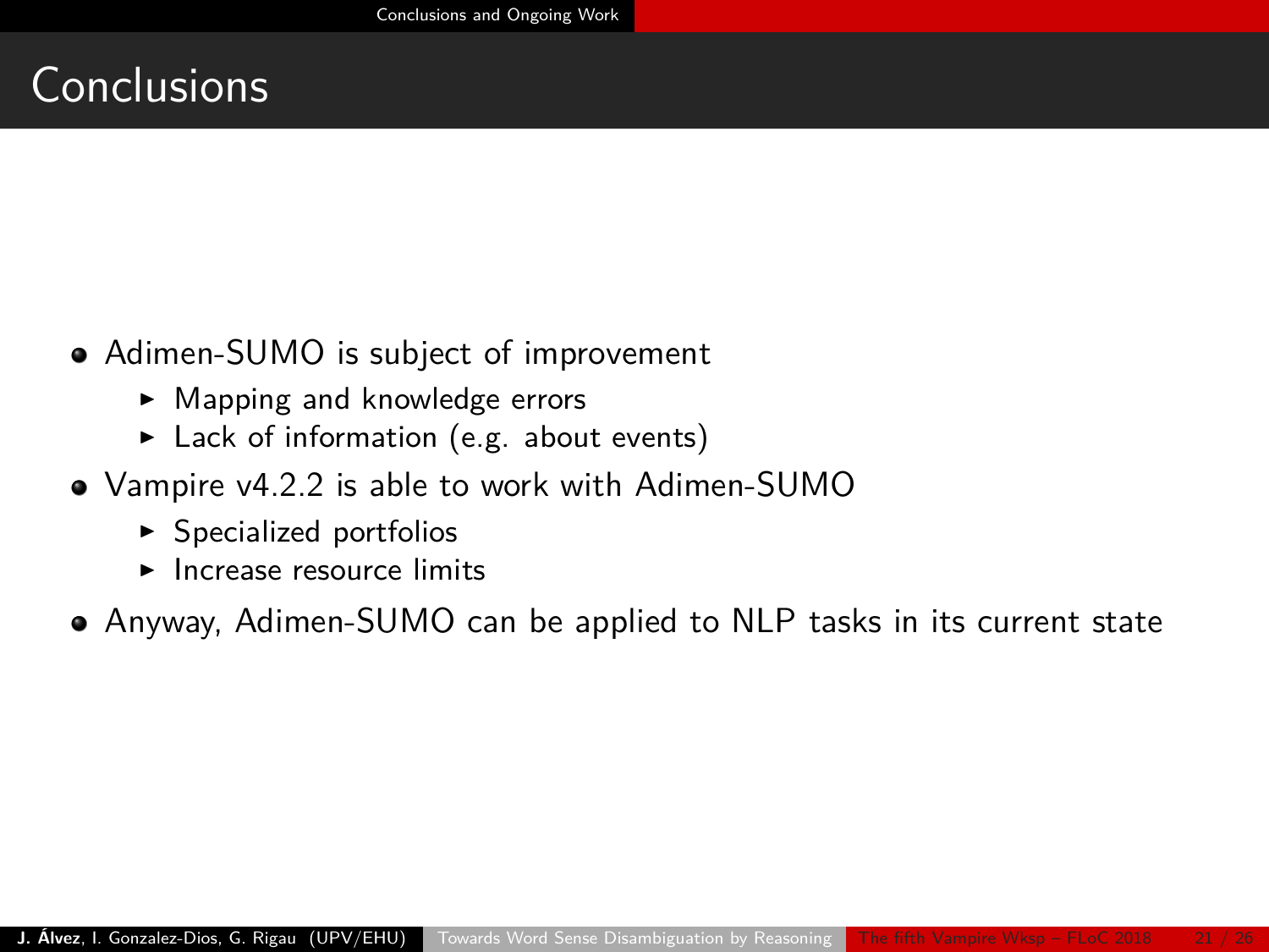# Conclusions

- Adimen-SUMO is subject of improvement
  - Mapping and knowledge errors
  - Lack of information (e.g. about events)
- Vampire v4.2.2 is able to work with Adimen-SUMO
  - Specialized portfolios
  - Increase resource limits
- Anyway, Adimen-SUMO can be applied to NLP tasks in its current state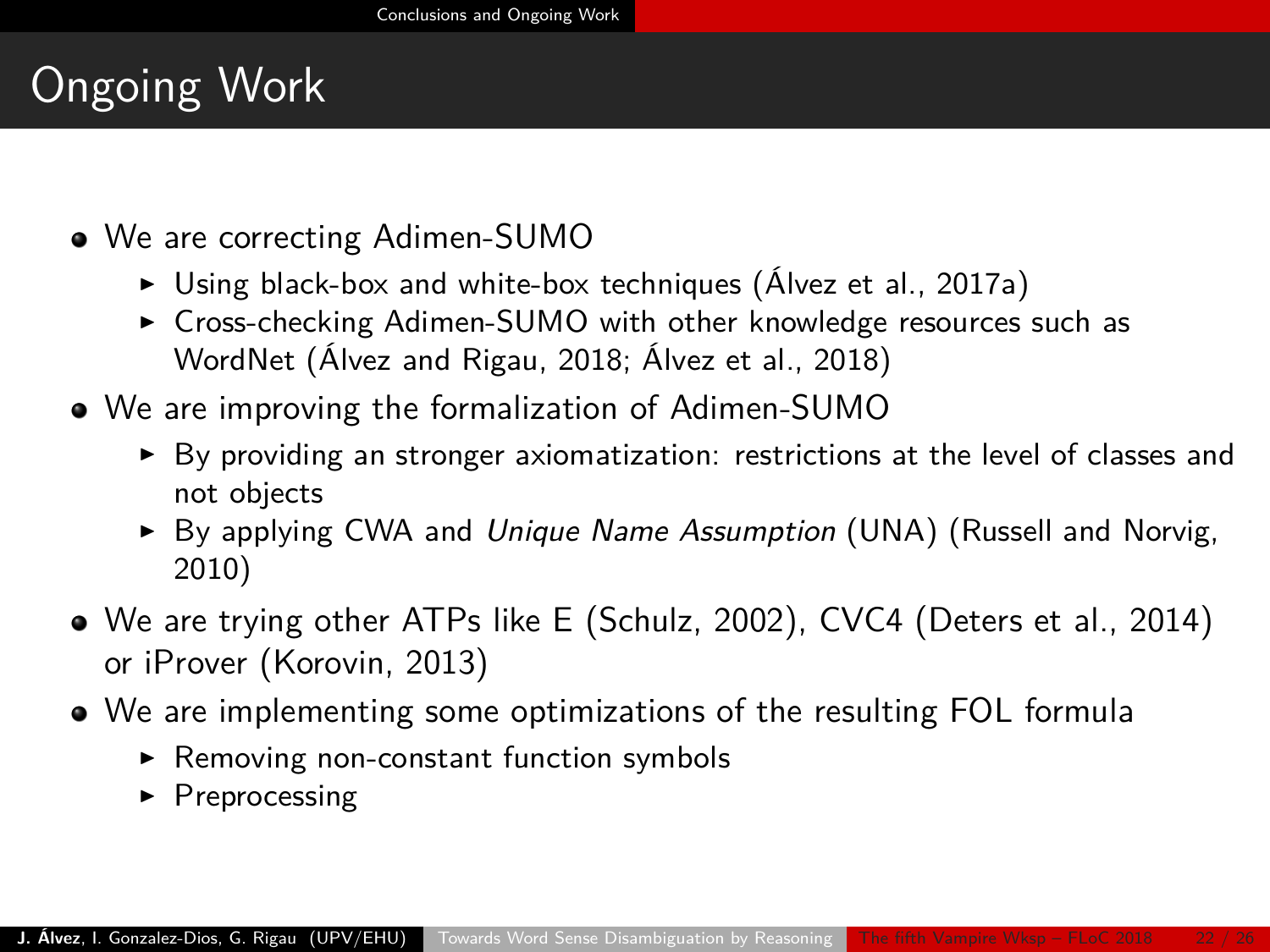# Ongoing Work

- We are correcting Adimen-SUMO
  - Using black-box and white-box techniques (Álvez et al., 2017a)
  - Cross-checking Adimen-SUMO with other knowledge resources such as WordNet (Álvez and Rigau, 2018; Álvez et al., 2018)
- We are improving the formalization of Adimen-SUMO
  - By providing an stronger axiomatization: restrictions at the level of classes and not objects
  - By applying CWA and *Unique Name Assumption* (UNA) (Russell and Norvig, 2010)
- We are trying other ATPs like E (Schulz, 2002), CVC4 (Deters et al., 2014) or iProver (Korovin, 2013)
- We are implementing some optimizations of the resulting FOL formula
  - Removing non-constant function symbols
  - Preprocessing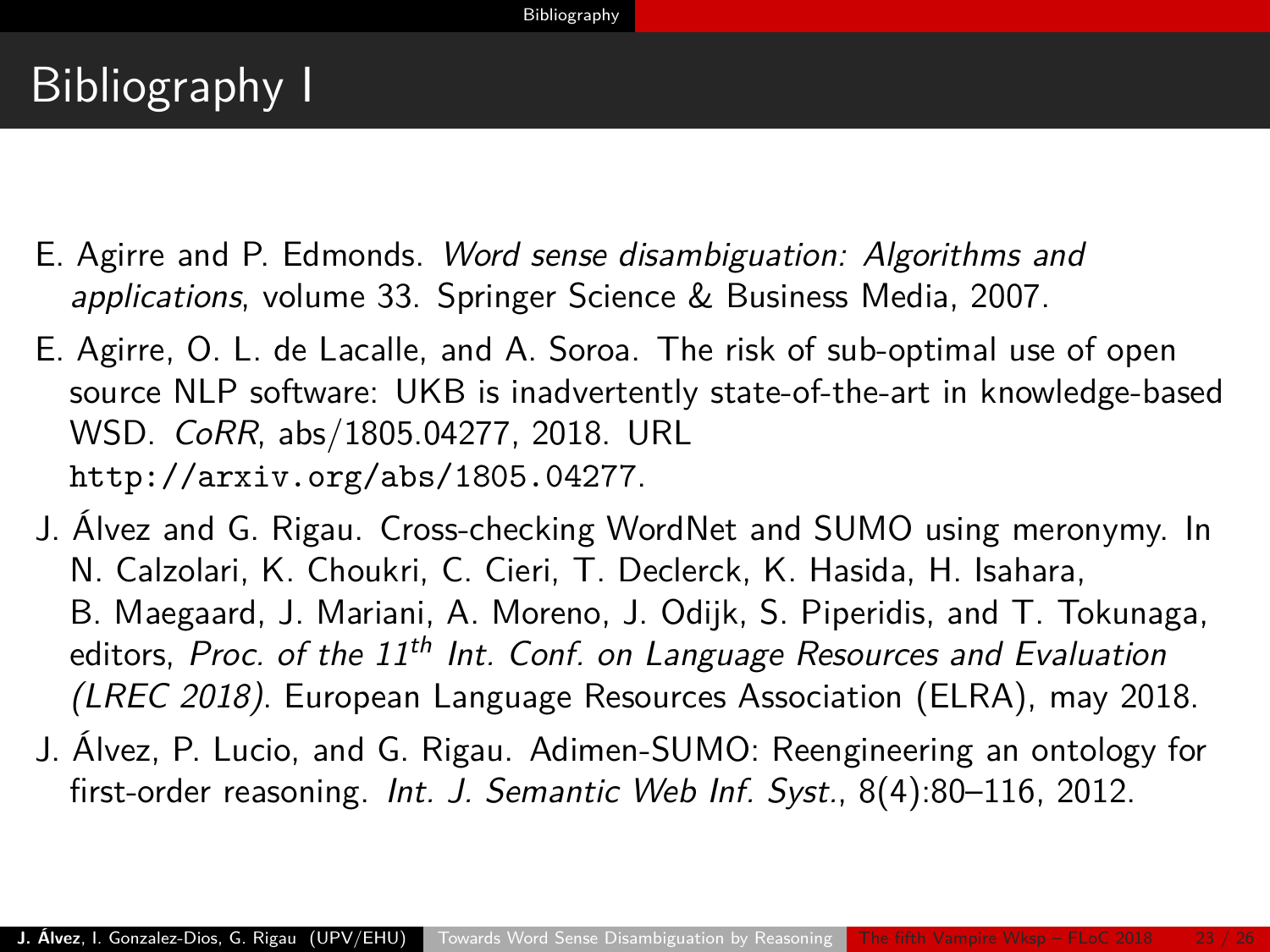# Bibliography I

E. Agirre and P. Edmonds. *Word sense disambiguation: Algorithms and applications*, volume 33. Springer Science & Business Media, 2007.

E. Agirre, O. L. de Lacalle, and A. Soroa. The risk of sub-optimal use of open source NLP software: UKB is inadvertently state-of-the-art in knowledge-based WSD. *CoRR*, abs/1805.04277, 2018. URL http://arxiv.org/abs/1805.04277.

J. Álvez and G. Rigau. Cross-checking WordNet and SUMO using meronymy. In N. Calzolari, K. Choukri, C. Cieri, T. Declerck, K. Hasida, H. Isahara, B. Maegaard, J. Mariani, A. Moreno, J. Odijk, S. Piperidis, and T. Tokunaga, editors, *Proc. of the 11th Int. Conf. on Language Resources and Evaluation (LREC 2018)*. European Language Resources Association (ELRA), may 2018.

J. Álvez, P. Lucio, and G. Rigau. Adimen-SUMO: Reengineering an ontology for first-order reasoning. *Int. J. Semantic Web Inf. Syst.*, 8(4):80–116, 2012.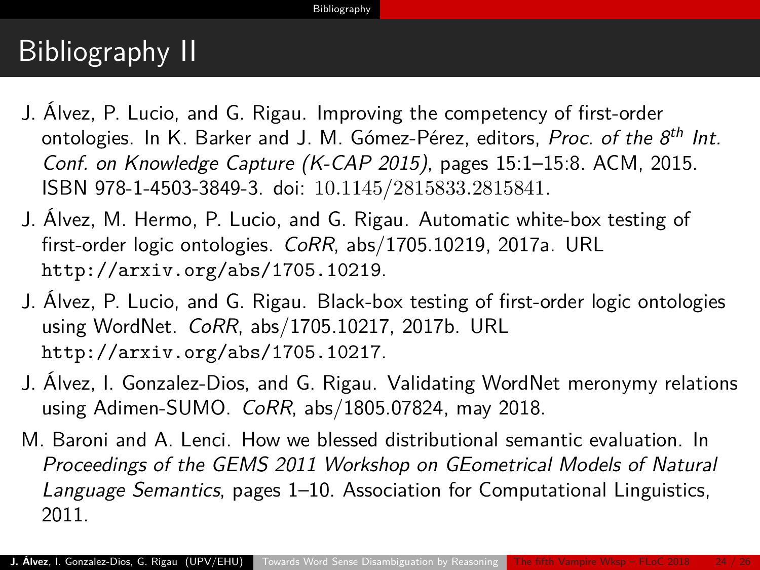# Bibliography II

J. Álvez, P. Lucio, and G. Rigau. Improving the competency of first-order ontologies. In K. Barker and J. M. Gómez-Pérez, editors, *Proc. of the 8$^{th}$ Int. Conf. on Knowledge Capture (K-CAP 2015)*, pages 15:1–15:8. ACM, 2015. ISBN 978-1-4503-3849-3. doi: 10.1145/2815833.2815841.

J. Álvez, M. Hermo, P. Lucio, and G. Rigau. Automatic white-box testing of first-order logic ontologies. *CoRR*, abs/1705.10219, 2017a. URL `http://arxiv.org/abs/1705.10219`.

J. Álvez, P. Lucio, and G. Rigau. Black-box testing of first-order logic ontologies using WordNet. *CoRR*, abs/1705.10217, 2017b. URL `http://arxiv.org/abs/1705.10217`.

J. Álvez, I. Gonzalez-Dios, and G. Rigau. Validating WordNet meronymy relations using Adimen-SUMO. *CoRR*, abs/1805.07824, may 2018.

M. Baroni and A. Lenci. How we blessed distributional semantic evaluation. In *Proceedings of the GEMS 2011 Workshop on GEometrical Models of Natural Language Semantics*, pages 1–10. Association for Computational Linguistics, 2011.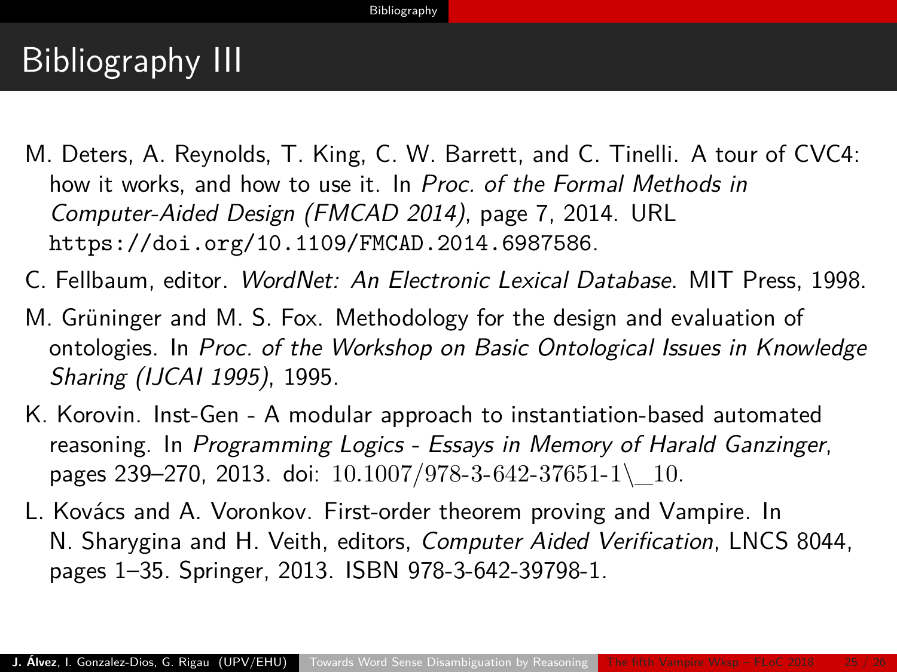# Bibliography III

M. Deters, A. Reynolds, T. King, C. W. Barrett, and C. Tinelli. A tour of CVC4: how it works, and how to use it. In *Proc. of the Formal Methods in Computer-Aided Design (FMCAD 2014)*, page 7, 2014. URL `https://doi.org/10.1109/FMCAD.2014.6987586`.

C. Fellbaum, editor. *WordNet: An Electronic Lexical Database*. MIT Press, 1998.

M. Grüninger and M. S. Fox. Methodology for the design and evaluation of ontologies. In *Proc. of the Workshop on Basic Ontological Issues in Knowledge Sharing (IJCAI 1995)*, 1995.

K. Korovin. Inst-Gen - A modular approach to instantiation-based automated reasoning. In *Programming Logics - Essays in Memory of Harald Ganzinger*, pages 239–270, 2013. doi: 10.1007/978-3-642-37651-1\_10.

L. Kovács and A. Voronkov. First-order theorem proving and Vampire. In N. Sharygina and H. Veith, editors, *Computer Aided Verification*, LNCS 8044, pages 1–35. Springer, 2013. ISBN 978-3-642-39798-1.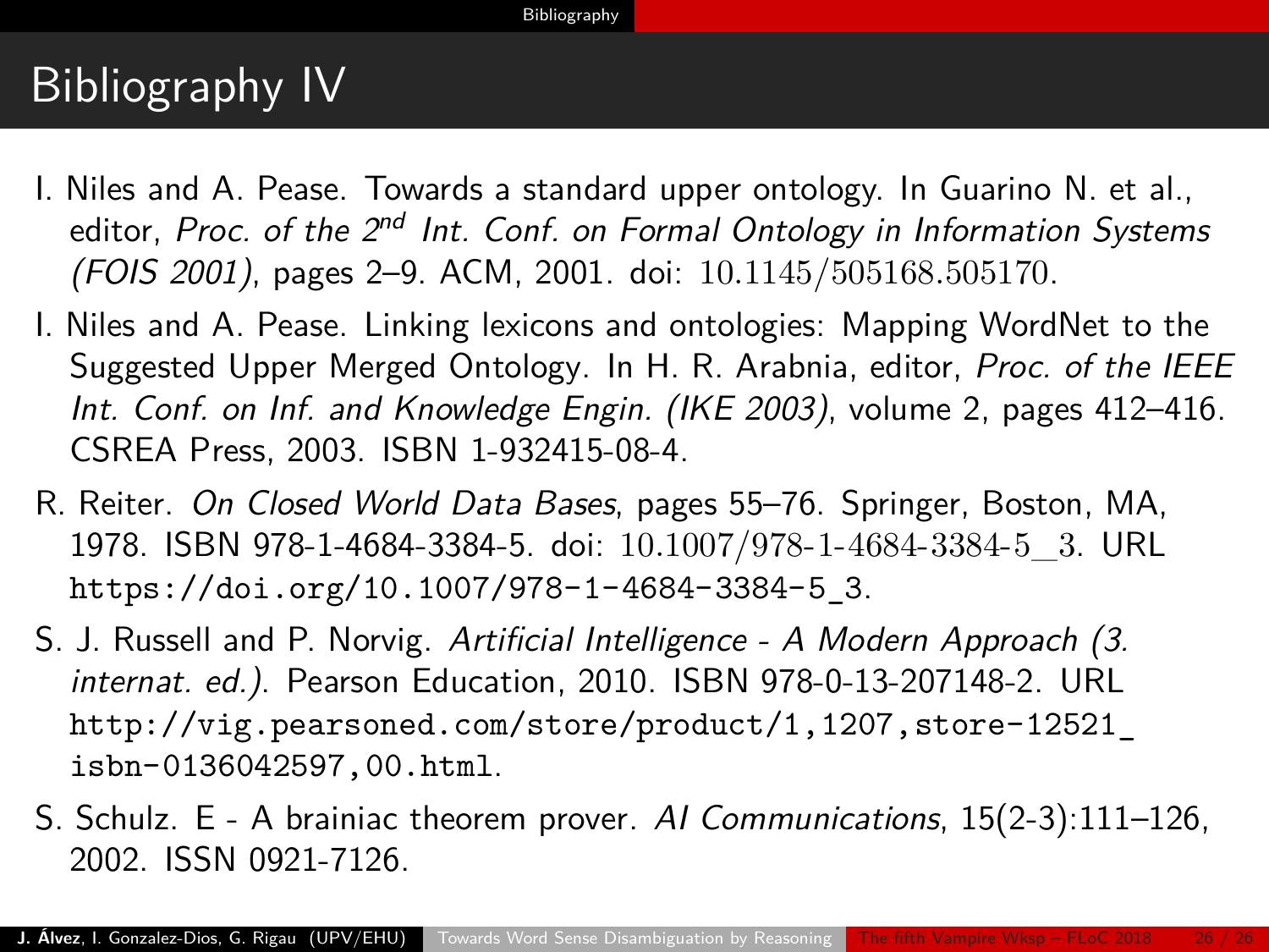# Bibliography IV

- I. Niles and A. Pease. Towards a standard upper ontology. In Guarino N. et al., editor, *Proc. of the 2nd Int. Conf. on Formal Ontology in Information Systems (FOIS 2001)*, pages 2–9. ACM, 2001. doi: 10.1145/505168.505170.
- I. Niles and A. Pease. Linking lexicons and ontologies: Mapping WordNet to the Suggested Upper Merged Ontology. In H. R. Arabnia, editor, *Proc. of the IEEE Int. Conf. on Inf. and Knowledge Engin. (IKE 2003)*, volume 2, pages 412–416. CSREA Press, 2003. ISBN 1-932415-08-4.
- R. Reiter. *On Closed World Data Bases*, pages 55–76. Springer, Boston, MA, 1978. ISBN 978-1-4684-3384-5. doi: 10.1007/978-1-4684-3384-5_3. URL `https://doi.org/10.1007/978-1-4684-3384-5_3`.
- S. J. Russell and P. Norvig. *Artificial Intelligence - A Modern Approach (3. internat. ed.)*. Pearson Education, 2010. ISBN 978-0-13-207148-2. URL `http://vig.pearsoned.com/store/product/1,1207,store-12521_isbn-0136042597,00.html`.
- S. Schulz. E - A brainiac theorem prover. *AI Communications*, 15(2-3):111–126, 2002. ISSN 0921-7126.